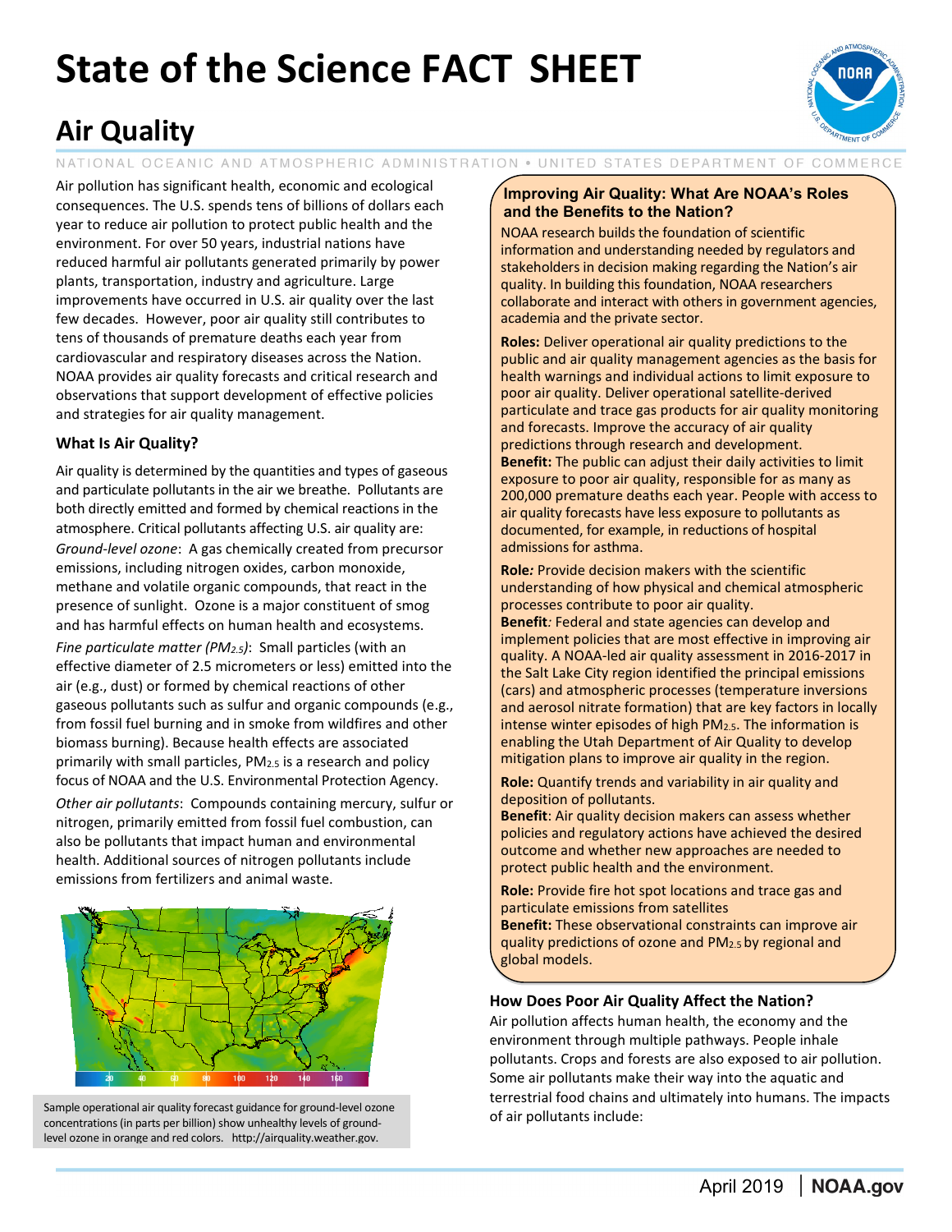# State of the Science FACT SHEET

## Air Quality

NATIONAL OCEANIC AND ATMOSPHERIC ADMINISTRATION • UNITED STATES DEPARTMENT OF COMMERCE

Air pollution has significant health, economic and ecological consequences. The U.S. spends tens of billions of dollars each year to reduce air pollution to protect public health and the environment. For over 50 years, industrial nations have reduced harmful air pollutants generated primarily by power plants, transportation, industry and agriculture. Large improvements have occurred in U.S. air quality over the last few decades. However, poor air quality still contributes to tens of thousands of premature deaths each year from cardiovascular and respiratory diseases across the Nation. NOAA provides air quality forecasts and critical research and observations that support development of effective policies and strategies for air quality management.

### What Is Air Quality?

Air quality is determined by the quantities and types of gaseous and particulate pollutants in the air we breathe. Pollutants are both directly emitted and formed by chemical reactions in the atmosphere. Critical pollutants affecting U.S. air quality are:

*Ground-level ozone*: A gas chemically created from precursor emissions, including nitrogen oxides, carbon monoxide, methane and volatile organic compounds, that react in the presence of sunlight. Ozone is a major constituent of smog and has harmful effects on human health and ecosystems.

*Fine particulate matter ($PM_{2.5}$)*: Small particles (with an effective diameter of 2.5 micrometers or less) emitted into the air (e.g., dust) or formed by chemical reactions of other gaseous pollutants such as sulfur and organic compounds (e.g., from fossil fuel burning and in smoke from wildfires and other biomass burning). Because health effects are associated primarily with small particles, $PM_{2.5}$ is a research and policy focus of NOAA and the U.S. Environmental Protection Agency.

*Other air pollutants*: Compounds containing mercury, sulfur or nitrogen, primarily emitted from fossil fuel combustion, can also be pollutants that impact human and environmental health. Additional sources of nitrogen pollutants include emissions from fertilizers and animal waste.

Sample operational air quality forecast guidance for ground-level ozone concentrations (in parts per billion) show unhealthy levels of ground-level ozone in orange and red colors. http://airquality.weather.gov.

### Improving Air Quality: What Are NOAA's Roles and the Benefits to the Nation?

NOAA research builds the foundation of scientific information and understanding needed by regulators and stakeholders in decision making regarding the Nation's air quality. In building this foundation, NOAA researchers collaborate and interact with others in government agencies, academia and the private sector.

**Roles:** Deliver operational air quality predictions to the public and air quality management agencies as the basis for health warnings and individual actions to limit exposure to poor air quality. Deliver operational satellite-derived particulate and trace gas products for air quality monitoring and forecasts. Improve the accuracy of air quality predictions through research and development.
**Benefit:** The public can adjust their daily activities to limit exposure to poor air quality, responsible for as many as 200,000 premature deaths each year. People with access to air quality forecasts have less exposure to pollutants as documented, for example, in reductions of hospital admissions for asthma.

**Role:** Provide decision makers with the scientific understanding of how physical and chemical atmospheric processes contribute to poor air quality.
**Benefit:** Federal and state agencies can develop and implement policies that are most effective in improving air quality. A NOAA-led air quality assessment in 2016-2017 in the Salt Lake City region identified the principal emissions (cars) and atmospheric processes (temperature inversions and aerosol nitrate formation) that are key factors in locally intense winter episodes of high $PM_{2.5}$. The information is enabling the Utah Department of Air Quality to develop mitigation plans to improve air quality in the region.

**Role:** Quantify trends and variability in air quality and deposition of pollutants.
**Benefit**: Air quality decision makers can assess whether policies and regulatory actions have achieved the desired outcome and whether new approaches are needed to protect public health and the environment.

**Role:** Provide fire hot spot locations and trace gas and particulate emissions from satellites
**Benefit:** These observational constraints can improve air quality predictions of ozone and $PM_{2.5}$ by regional and global models.

### How Does Poor Air Quality Affect the Nation?

Air pollution affects human health, the economy and the environment through multiple pathways. People inhale pollutants. Crops and forests are also exposed to air pollution. Some air pollutants make their way into the aquatic and terrestrial food chains and ultimately into humans. The impacts of air pollutants include: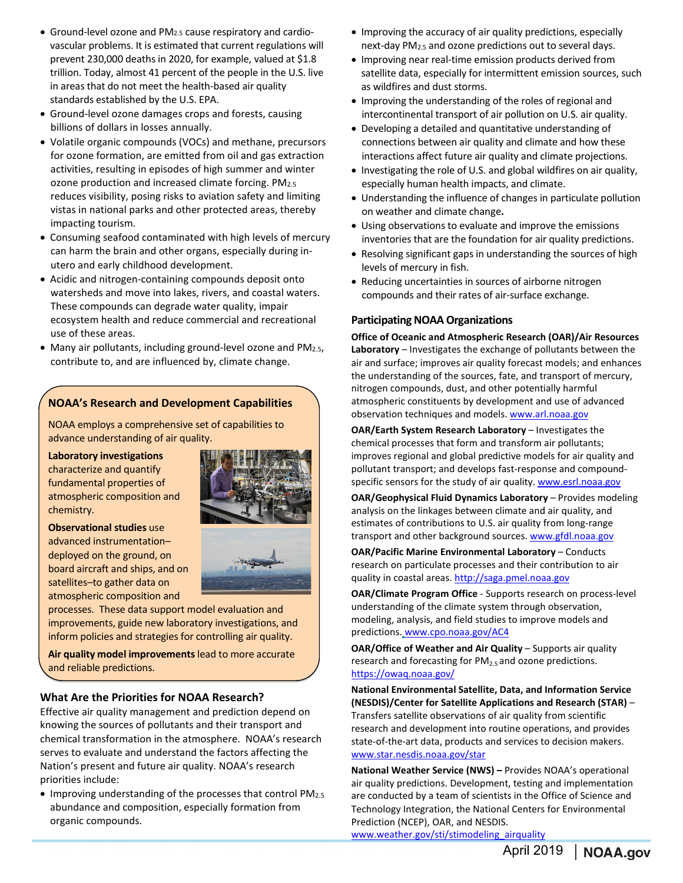- Ground-level ozone and $PM_{2.5}$ cause respiratory and cardio-vascular problems. It is estimated that current regulations will prevent 230,000 deaths in 2020, for example, valued at $1.8 trillion. Today, almost 41 percent of the people in the U.S. live in areas that do not meet the health-based air quality standards established by the U.S. EPA.
- Ground-level ozone damages crops and forests, causing billions of dollars in losses annually.
- Volatile organic compounds (VOCs) and methane, precursors for ozone formation, are emitted from oil and gas extraction activities, resulting in episodes of high summer and winter ozone production and increased climate forcing. $PM_{2.5}$ reduces visibility, posing risks to aviation safety and limiting vistas in national parks and other protected areas, thereby impacting tourism.
- Consuming seafood contaminated with high levels of mercury can harm the brain and other organs, especially during in-utero and early childhood development.
- Acidic and nitrogen-containing compounds deposit onto watersheds and move into lakes, rivers, and coastal waters. These compounds can degrade water quality, impair ecosystem health and reduce commercial and recreational use of these areas.
- Many air pollutants, including ground-level ozone and $PM_{2.5}$, contribute to, and are influenced by, climate change.

## NOAA's Research and Development Capabilities

NOAA employs a comprehensive set of capabilities to advance understanding of air quality.

**Laboratory investigations** characterize and quantify fundamental properties of atmospheric composition and chemistry.

**Observational studies** use advanced instrumentation–deployed on the ground, on board aircraft and ships, and on satellites–to gather data on atmospheric composition and processes. These data support model evaluation and improvements, guide new laboratory investigations, and inform policies and strategies for controlling air quality.

**Air quality model improvements** lead to more accurate and reliable predictions.

## What Are the Priorities for NOAA Research?

Effective air quality management and prediction depend on knowing the sources of pollutants and their transport and chemical transformation in the atmosphere. NOAA's research serves to evaluate and understand the factors affecting the Nation's present and future air quality. NOAA's research priorities include:

- Improving understanding of the processes that control $PM_{2.5}$ abundance and composition, especially formation from organic compounds.
- Improving the accuracy of air quality predictions, especially next-day $PM_{2.5}$ and ozone predictions out to several days.
- Improving near real-time emission products derived from satellite data, especially for intermittent emission sources, such as wildfires and dust storms.
- Improving the understanding of the roles of regional and intercontinental transport of air pollution on U.S. air quality.
- Developing a detailed and quantitative understanding of connections between air quality and climate and how these interactions affect future air quality and climate projections.
- Investigating the role of U.S. and global wildfires on air quality, especially human health impacts, and climate.
- Understanding the influence of changes in particulate pollution on weather and climate change**.**
- Using observations to evaluate and improve the emissions inventories that are the foundation for air quality predictions.
- Resolving significant gaps in understanding the sources of high levels of mercury in fish.
- Reducing uncertainties in sources of airborne nitrogen compounds and their rates of air-surface exchange.

## Participating NOAA Organizations

**Office of Oceanic and Atmospheric Research (OAR)/Air Resources Laboratory** – Investigates the exchange of pollutants between the air and surface; improves air quality forecast models; and enhances the understanding of the sources, fate, and transport of mercury, nitrogen compounds, dust, and other potentially harmful atmospheric constituents by development and use of advanced observation techniques and models. www.arl.noaa.gov

**OAR/Earth System Research Laboratory** – Investigates the chemical processes that form and transform air pollutants; improves regional and global predictive models for air quality and pollutant transport; and develops fast-response and compound-specific sensors for the study of air quality. www.esrl.noaa.gov

**OAR/Geophysical Fluid Dynamics Laboratory** – Provides modeling analysis on the linkages between climate and air quality, and estimates of contributions to U.S. air quality from long-range transport and other background sources. www.gfdl.noaa.gov

**OAR/Pacific Marine Environmental Laboratory** – Conducts research on particulate processes and their contribution to air quality in coastal areas. http://saga.pmel.noaa.gov

**OAR/Climate Program Office** - Supports research on process-level understanding of the climate system through observation, modeling, analysis, and field studies to improve models and predictions. www.cpo.noaa.gov/AC4

**OAR/Office of Weather and Air Quality** – Supports air quality research and forecasting for $PM_{2.5}$ and ozone predictions. https://owaq.noaa.gov/

**National Environmental Satellite, Data, and Information Service (NESDIS)/Center for Satellite Applications and Research (STAR)** – Transfers satellite observations of air quality from scientific research and development into routine operations, and provides state-of-the-art data, products and services to decision makers. www.star.nesdis.noaa.gov/star

**National Weather Service (NWS) –** Provides NOAA's operational air quality predictions. Development, testing and implementation are conducted by a team of scientists in the Office of Science and Technology Integration, the National Centers for Environmental Prediction (NCEP), OAR, and NESDIS. www.weather.gov/sti/stimodeling_airquality

April 2019 | NOAA.gov